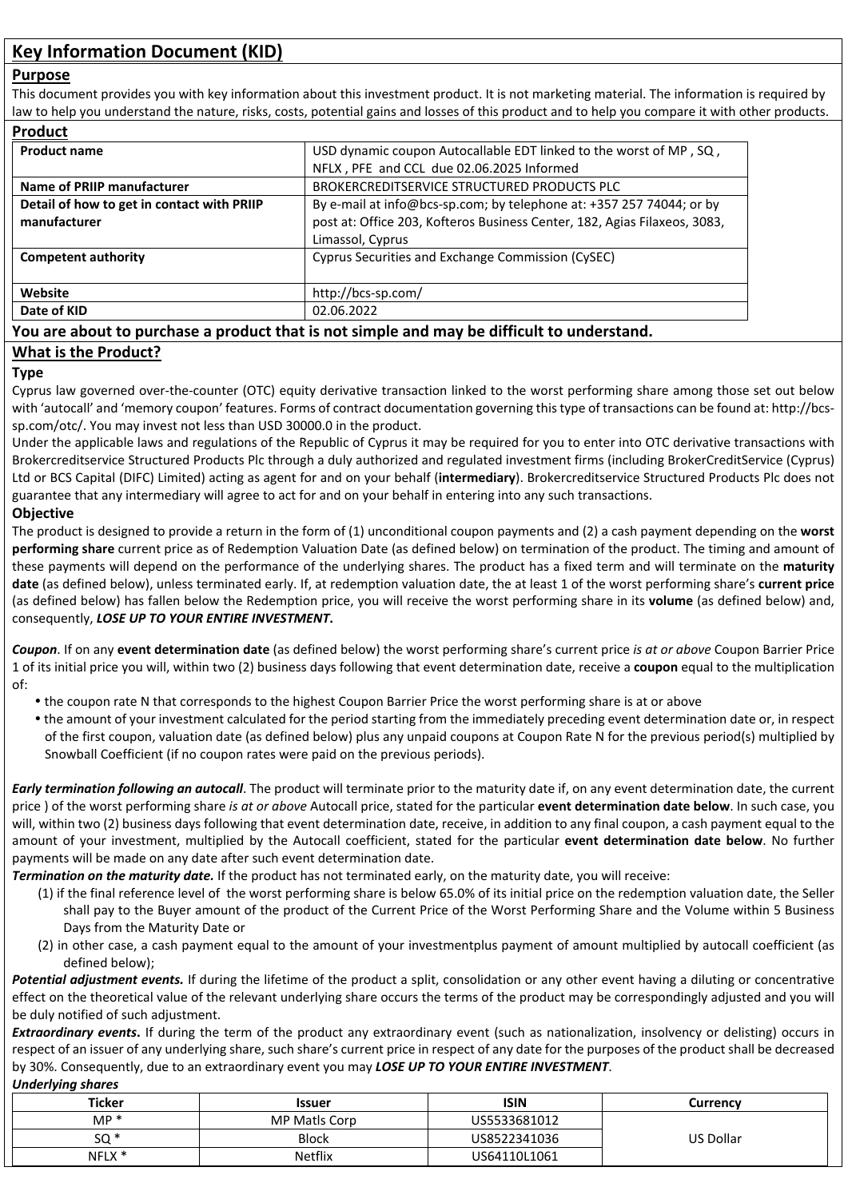## Key Information Document (KID)

### Purpose

This document provides you with key information about this investment product. It is not marketing material. The information is required by law to help you understand the nature, risks, costs, potential gains and losses of this product and to help you compare it with other products.

### Product

| Product name | USD dynamic coupon Autocallable EDT linked to the worst of MP , SQ , NFLX , PFE and CCL due 02.06.2025 Informed |
|---|---|
| Name of PRIIP manufacturer | BROKERCREDITSERVICE STRUCTURED PRODUCTS PLC |
| Detail of how to get in contact with PRIIP manufacturer | By e-mail at info@bcs-sp.com; by telephone at: +357 257 74044; or by post at: Office 203, Kofteros Business Center, 182, Agias Filaxeos, 3083, Limassol, Cyprus |
| Competent authority | Cyprus Securities and Exchange Commission (CySEC) |
| Website | http://bcs-sp.com/ |
| Date of KID | 02.06.2022 |

**You are about to purchase a product that is not simple and may be difficult to understand.**

### What is the Product?

**Type**

Cyprus law governed over-the-counter (OTC) equity derivative transaction linked to the worst performing share among those set out below with 'autocall' and 'memory coupon' features. Forms of contract documentation governing this type of transactions can be found at: http://bcs-sp.com/otc/. You may invest not less than USD 30000.0 in the product.

Under the applicable laws and regulations of the Republic of Cyprus it may be required for you to enter into OTC derivative transactions with Brokercreditservice Structured Products Plc through a duly authorized and regulated investment firms (including BrokerCreditService (Cyprus) Ltd or BCS Capital (DIFC) Limited) acting as agent for and on your behalf (**intermediary**). Brokercreditservice Structured Products Plc does not guarantee that any intermediary will agree to act for and on your behalf in entering into any such transactions.

**Objective**

The product is designed to provide a return in the form of (1) unconditional coupon payments and (2) a cash payment depending on the **worst performing share** current price as of Redemption Valuation Date (as defined below) on termination of the product. The timing and amount of these payments will depend on the performance of the underlying shares. The product has a fixed term and will terminate on the **maturity date** (as defined below), unless terminated early. If, at redemption valuation date, the at least 1 of the worst performing share's **current price** (as defined below) has fallen below the Redemption price, you will receive the worst performing share in its **volume** (as defined below) and, consequently, ***LOSE UP TO YOUR ENTIRE INVESTMENT***.

***Coupon***. If on any **event determination date** (as defined below) the worst performing share's current price *is at or above* Coupon Barrier Price 1 of its initial price you will, within two (2) business days following that event determination date, receive a **coupon** equal to the multiplication of:

- the coupon rate N that corresponds to the highest Coupon Barrier Price the worst performing share is at or above
- the amount of your investment calculated for the period starting from the immediately preceding event determination date or, in respect of the first coupon, valuation date (as defined below) plus any unpaid coupons at Coupon Rate N for the previous period(s) multiplied by Snowball Coefficient (if no coupon rates were paid on the previous periods).

***Early termination following an autocall***. The product will terminate prior to the maturity date if, on any event determination date, the current price ) of the worst performing share *is at or above* Autocall price, stated for the particular **event determination date below**. In such case, you will, within two (2) business days following that event determination date, receive, in addition to any final coupon, a cash payment equal to the amount of your investment, multiplied by the Autocall coefficient, stated for the particular **event determination date below**. No further payments will be made on any date after such event determination date.

***Termination on the maturity date.*** If the product has not terminated early, on the maturity date, you will receive:

(1) if the final reference level of the worst performing share is below 65.0% of its initial price on the redemption valuation date, the Seller shall pay to the Buyer amount of the product of the Current Price of the Worst Performing Share and the Volume within 5 Business Days from the Maturity Date or

(2) in other case, a cash payment equal to the amount of your investmentplus payment of amount multiplied by autocall coefficient (as defined below);

***Potential adjustment events.*** If during the lifetime of the product a split, consolidation or any other event having a diluting or concentrative effect on the theoretical value of the relevant underlying share occurs the terms of the product may be correspondingly adjusted and you will be duly notified of such adjustment.

***Extraordinary events***. If during the term of the product any extraordinary event (such as nationalization, insolvency or delisting) occurs in respect of an issuer of any underlying share, such share's current price in respect of any date for the purposes of the product shall be decreased by 30%. Consequently, due to an extraordinary event you may ***LOSE UP TO YOUR ENTIRE INVESTMENT***.

***Underlying shares***

| Ticker | Issuer | ISIN | Currency |
|---|---|---|---|
| MP * | MP Matls Corp | US5533681012 | US Dollar |
| SQ * | Block | US8522341036 | |
| NFLX * | Netflix | US64110L1061 | |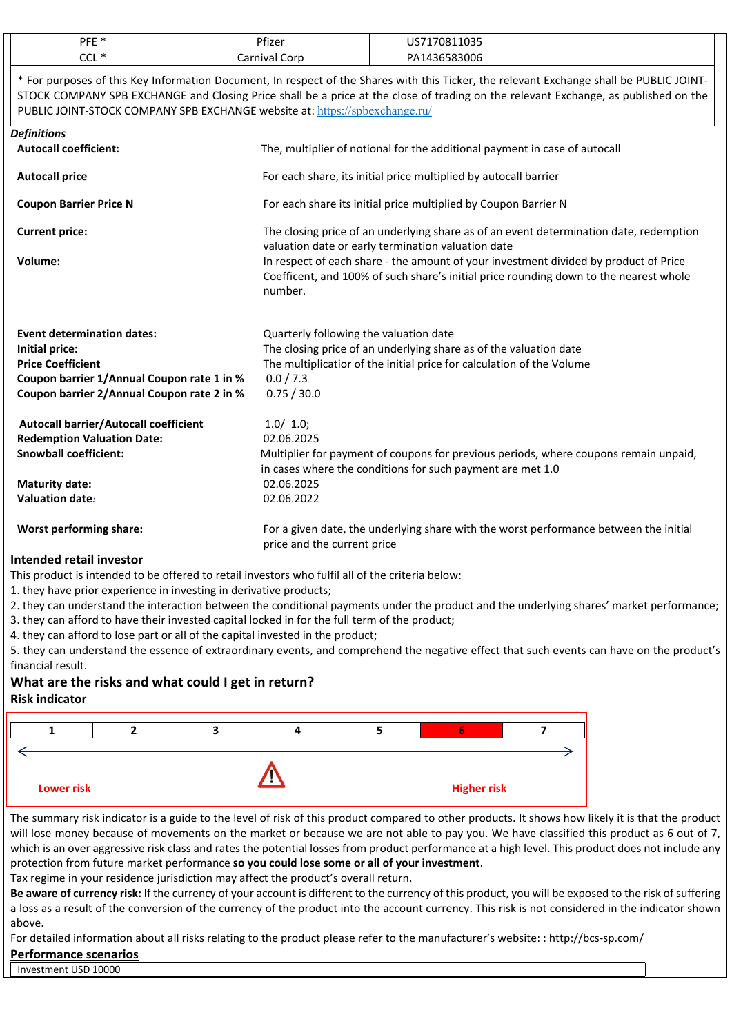| PFE * | Pfizer | US7170811035 | |
|---|---|---|---|
| CCL * | Carnival Corp | PA1436583006 | |

* For purposes of this Key Information Document, In respect of the Shares with this Ticker, the relevant Exchange shall be PUBLIC JOINT-STOCK COMPANY SPB EXCHANGE and Closing Price shall be a price at the close of trading on the relevant Exchange, as published on the PUBLIC JOINT-STOCK COMPANY SPB EXCHANGE website at: https://spbexchange.ru/

***Definitions***

| | |
|---|---|
| **Autocall coefficient:** | The, multiplier of notional for the additional payment in case of autocall |
| **Autocall price** | For each share, its initial price multiplied by autocall barrier |
| **Coupon Barrier Price N** | For each share its initial price multiplied by Coupon Barrier N |
| **Current price:** | The closing price of an underlying share as of an event determination date, redemption valuation date or early termination valuation date |
| **Volume:** | In respect of each share - the amount of your investment divided by product of Price Coefficent, and 100% of such share's initial price rounding down to the nearest whole number. |
| **Event determination dates:** | Quarterly following the valuation date |
| **Initial price:** | The closing price of an underlying share as of the valuation date |
| **Price Coefficient** | The multiplicatior of the initial price for calculation of the Volume |
| **Coupon barrier 1/Annual Coupon rate 1 in %** | 0.0 / 7.3 |
| **Coupon barrier 2/Annual Coupon rate 2 in %** | 0.75 / 30.0 |
| **Autocall barrier/Autocall coefficient** | 1.0/ 1.0; |
| **Redemption Valuation Date:** | 02.06.2025 |
| **Snowball coefficient:** | Multiplier for payment of coupons for previous periods, where coupons remain unpaid, in cases where the conditions for such payment are met 1.0 |
| **Maturity date:** | 02.06.2025 |
| **Valuation date**: | 02.06.2022 |
| **Worst performing share:** | For a given date, the underlying share with the worst performance between the initial price and the current price |

## Intended retail investor

This product is intended to be offered to retail investors who fulfil all of the criteria below:

1. they have prior experience in investing in derivative products;
2. they can understand the interaction between the conditional payments under the product and the underlying shares' market performance;
3. they can afford to have their invested capital locked in for the full term of the product;
4. they can afford to lose part or all of the capital invested in the product;
5. they can understand the essence of extraordinary events, and comprehend the negative effect that such events can have on the product's financial result.

## What are the risks and what could I get in return?

### Risk indicator

| 1 | 2 | 3 | 4 | 5 | **6** | 7 |
|---|---|---|---|---|---|---|

Lower risk ←→ Higher risk

The summary risk indicator is a guide to the level of risk of this product compared to other products. It shows how likely it is that the product will lose money because of movements on the market or because we are not able to pay you. We have classified this product as 6 out of 7, which is an over aggressive risk class and rates the potential losses from product performance at a high level. This product does not include any protection from future market performance **so you could lose some or all of your investment**.

Tax regime in your residence jurisdiction may affect the product's overall return.

**Be aware of currency risk:** If the currency of your account is different to the currency of this product, you will be exposed to the risk of suffering a loss as a result of the conversion of the currency of the product into the account currency. This risk is not considered in the indicator shown above.

For detailed information about all risks relating to the product please refer to the manufacturer's website: : http://bcs-sp.com/

## Performance scenarios

| Investment USD 10000 |
|---|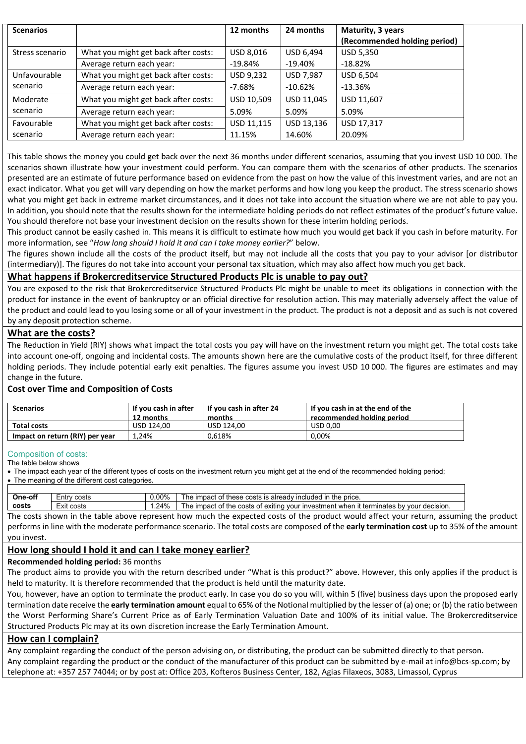| Scenarios | | 12 months | 24 months | Maturity, 3 years (Recommended holding period) |
|---|---|---|---|---|
| Stress scenario | What you might get back after costs: | USD 8,016 | USD 6,494 | USD 5,350 |
| | Average return each year: | -19.84% | -19.40% | -18.82% |
| Unfavourable scenario | What you might get back after costs: | USD 9,232 | USD 7,987 | USD 6,504 |
| | Average return each year: | -7.68% | -10.62% | -13.36% |
| Moderate scenario | What you might get back after costs: | USD 10,509 | USD 11,045 | USD 11,607 |
| | Average return each year: | 5.09% | 5.09% | 5.09% |
| Favourable scenario | What you might get back after costs: | USD 11,115 | USD 13,136 | USD 17,317 |
| | Average return each year: | 11.15% | 14.60% | 20.09% |

This table shows the money you could get back over the next 36 months under different scenarios, assuming that you invest USD 10 000. The scenarios shown illustrate how your investment could perform. You can compare them with the scenarios of other products. The scenarios presented are an estimate of future performance based on evidence from the past on how the value of this investment varies, and are not an exact indicator. What you get will vary depending on how the market performs and how long you keep the product. The stress scenario shows what you might get back in extreme market circumstances, and it does not take into account the situation where we are not able to pay you. In addition, you should note that the results shown for the intermediate holding periods do not reflect estimates of the product's future value. You should therefore not base your investment decision on the results shown for these interim holding periods.

This product cannot be easily cashed in. This means it is difficult to estimate how much you would get back if you cash in before maturity. For more information, see "*How long should I hold it and can I take money earlier?*" below.

The figures shown include all the costs of the product itself, but may not include all the costs that you pay to your advisor [or distributor (intermediary)]. The figures do not take into account your personal tax situation, which may also affect how much you get back.

## What happens if Brokercreditservice Structured Products Plc is unable to pay out?

You are exposed to the risk that Brokercreditservice Structured Products Plc might be unable to meet its obligations in connection with the product for instance in the event of bankruptcy or an official directive for resolution action. This may materially adversely affect the value of the product and could lead to you losing some or all of your investment in the product. The product is not a deposit and as such is not covered by any deposit protection scheme.

## What are the costs?

The Reduction in Yield (RIY) shows what impact the total costs you pay will have on the investment return you might get. The total costs take into account one-off, ongoing and incidental costs. The amounts shown here are the cumulative costs of the product itself, for three different holding periods. They include potential early exit penalties. The figures assume you invest USD 10 000. The figures are estimates and may change in the future.

### Cost over Time and Composition of Costs

| Scenarios | If you cash in after 12 months | If you cash in after 24 months | If you cash in at the end of the recommended holding period |
|---|---|---|---|
| **Total costs** | USD 124,00 | USD 124,00 | USD 0,00 |
| **Impact on return (RIY) per year** | 1,24% | 0,618% | 0,00% |

Composition of costs:

The table below shows

- The impact each year of the different types of costs on the investment return you might get at the end of the recommended holding period;
- The meaning of the different cost categories.

| | | | |
|---|---|---|---|
| **One-off costs** | Entry costs | 0,00% | The impact of these costs is already included in the price. |
| | Exit costs | 1.24% | The impact of the costs of exiting your investment when it terminates by your decision. |

The costs shown in the table above represent how much the expected costs of the product would affect your return, assuming the product performs in line with the moderate performance scenario. The total costs are composed of the **early termination cost** up to 35% of the amount you invest.

## How long should I hold it and can I take money earlier?

**Recommended holding period:** 36 months

The product aims to provide you with the return described under "What is this product?" above. However, this only applies if the product is held to maturity. It is therefore recommended that the product is held until the maturity date.

You, however, have an option to terminate the product early. In case you do so you will, within 5 (five) business days upon the proposed early termination date receive the **early termination amount** equal to 65% of the Notional multiplied by the lesser of (a) one; or (b) the ratio between the Worst Performing Share's Current Price as of Early Termination Valuation Date and 100% of its initial value. The Brokercreditservice Structured Products Plc may at its own discretion increase the Early Termination Amount.

## How can I complain?

Any complaint regarding the conduct of the person advising on, or distributing, the product can be submitted directly to that person.

Any complaint regarding the product or the conduct of the manufacturer of this product can be submitted by e-mail at info@bcs-sp.com; by telephone at: +357 257 74044; or by post at: Office 203, Kofteros Business Center, 182, Agias Filaxeos, 3083, Limassol, Cyprus